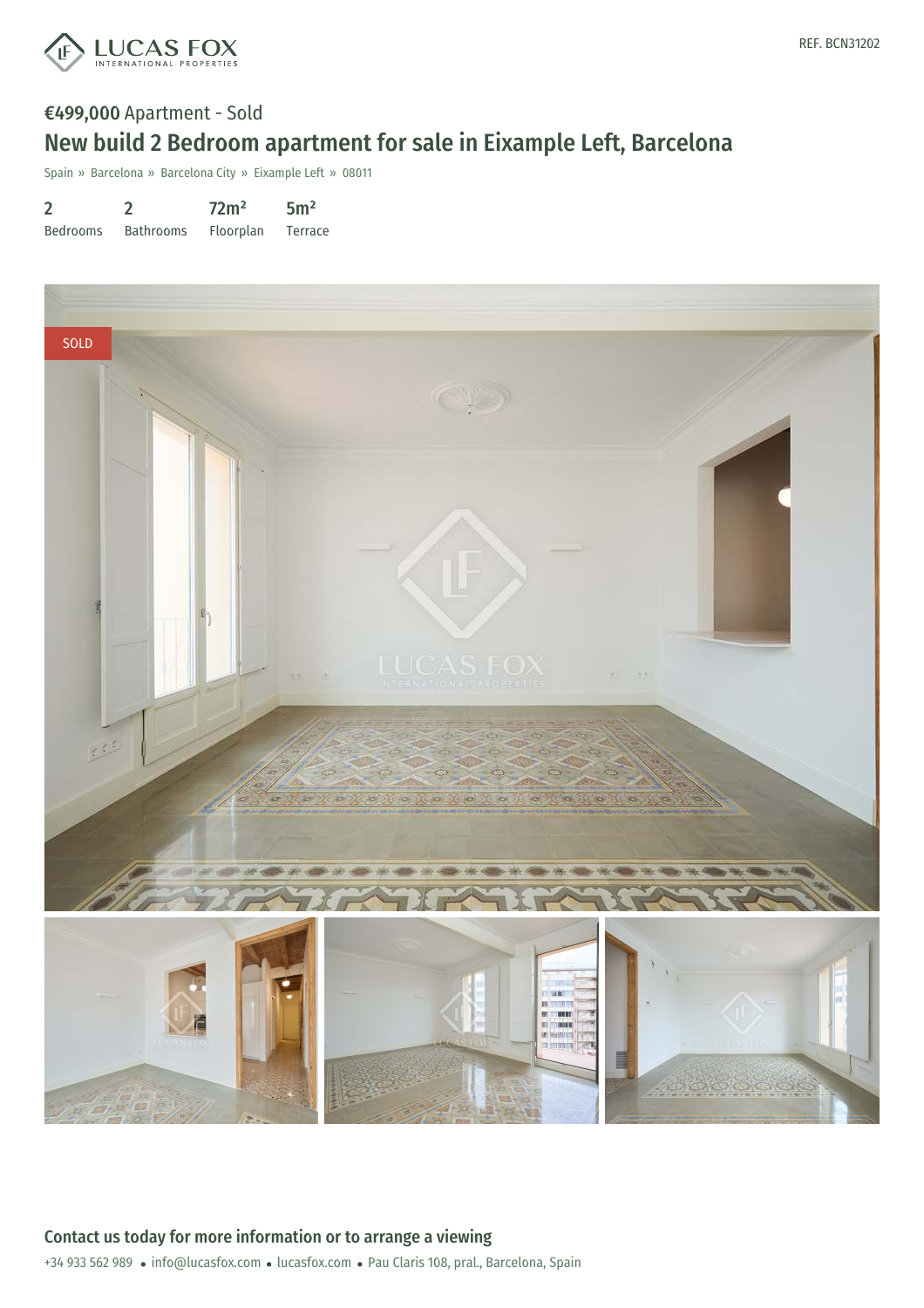LUCAS FOX INTERNATIONAL PROPERTIES

REF. BCN31202

**€499,000** Apartment - Sold

# New build 2 Bedroom apartment for sale in Eixample Left, Barcelona

Spain » Barcelona » Barcelona City » Eixample Left » 08011

| 2 | 2 | 72m² | 5m² |
|---|---|---|---|
| Bedrooms | Bathrooms | Floorplan | Terrace |

SOLD

## Contact us today for more information or to arrange a viewing

+34 933 562 989 • info@lucasfox.com • lucasfox.com • Pau Claris 108, pral., Barcelona, Spain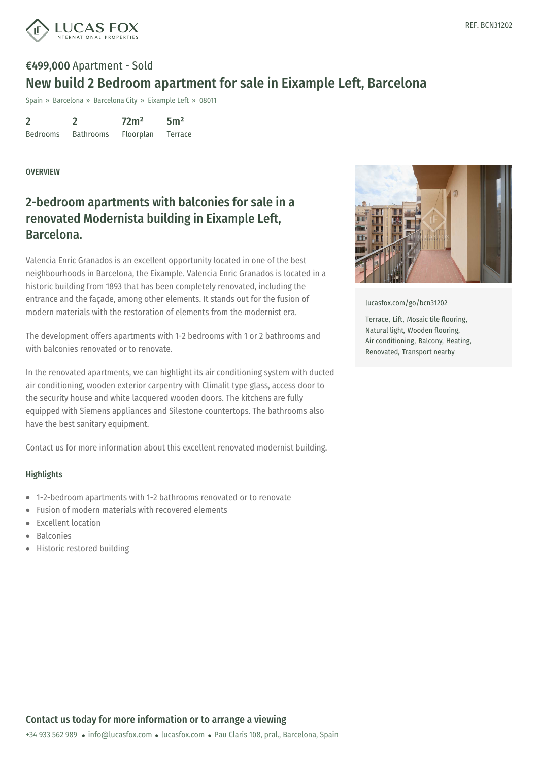REF. BCN31202

**€499,000** Apartment - Sold

# New build 2 Bedroom apartment for sale in Eixample Left, Barcelona

Spain » Barcelona » Barcelona City » Eixample Left » 08011

| 2 | 2 | 72m² | 5m² |
|---|---|---|---|
| Bedrooms | Bathrooms | Floorplan | Terrace |

OVERVIEW

## 2-bedroom apartments with balconies for sale in a renovated Modernista building in Eixample Left, Barcelona.

Valencia Enric Granados is an excellent opportunity located in one of the best neighbourhoods in Barcelona, the Eixample. Valencia Enric Granados is located in a historic building from 1893 that has been completely renovated, including the entrance and the façade, among other elements. It stands out for the fusion of modern materials with the restoration of elements from the modernist era.

The development offers apartments with 1-2 bedrooms with 1 or 2 bathrooms and with balconies renovated or to renovate.

In the renovated apartments, we can highlight its air conditioning system with ducted air conditioning, wooden exterior carpentry with Climalit type glass, access door to the security house and white lacquered wooden doors. The kitchens are fully equipped with Siemens appliances and Silestone countertops. The bathrooms also have the best sanitary equipment.

Contact us for more information about this excellent renovated modernist building.

### Highlights

- 1-2-bedroom apartments with 1-2 bathrooms renovated or to renovate
- Fusion of modern materials with recovered elements
- Excellent location
- Balconies
- Historic restored building

lucasfox.com/go/bcn31202

Terrace, Lift, Mosaic tile flooring, Natural light, Wooden flooring, Air conditioning, Balcony, Heating, Renovated, Transport nearby

## Contact us today for more information or to arrange a viewing

+34 933 562 989 • info@lucasfox.com • lucasfox.com • Pau Claris 108, pral., Barcelona, Spain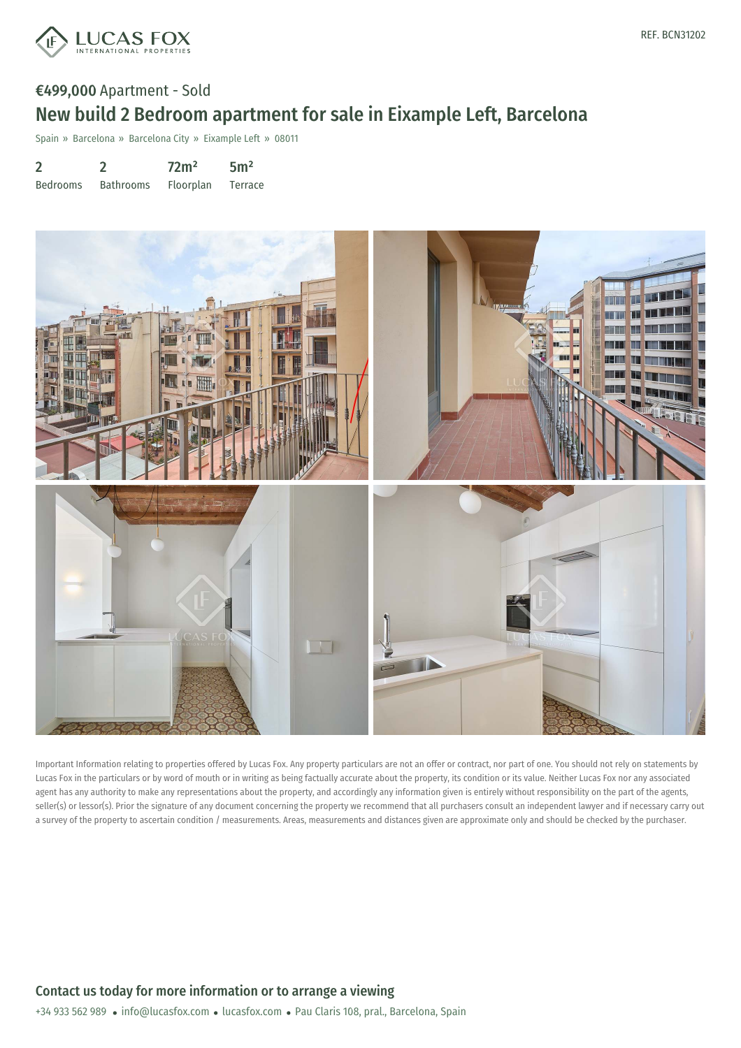REF. BCN31202

**€499,000** Apartment - Sold

# New build 2 Bedroom apartment for sale in Eixample Left, Barcelona

Spain » Barcelona » Barcelona City » Eixample Left » 08011

| 2 | 2 | 72m² | 5m² |
|---|---|---|---|
| Bedrooms | Bathrooms | Floorplan | Terrace |

Important Information relating to properties offered by Lucas Fox. Any property particulars are not an offer or contract, nor part of one. You should not rely on statements by Lucas Fox in the particulars or by word of mouth or in writing as being factually accurate about the property, its condition or its value. Neither Lucas Fox nor any associated agent has any authority to make any representations about the property, and accordingly any information given is entirely without responsibility on the part of the agents, seller(s) or lessor(s). Prior the signature of any document concerning the property we recommend that all purchasers consult an independent lawyer and if necessary carry out a survey of the property to ascertain condition / measurements. Areas, measurements and distances given are approximate only and should be checked by the purchaser.

## Contact us today for more information or to arrange a viewing

+34 933 562 989 • info@lucasfox.com • lucasfox.com • Pau Claris 108, pral., Barcelona, Spain